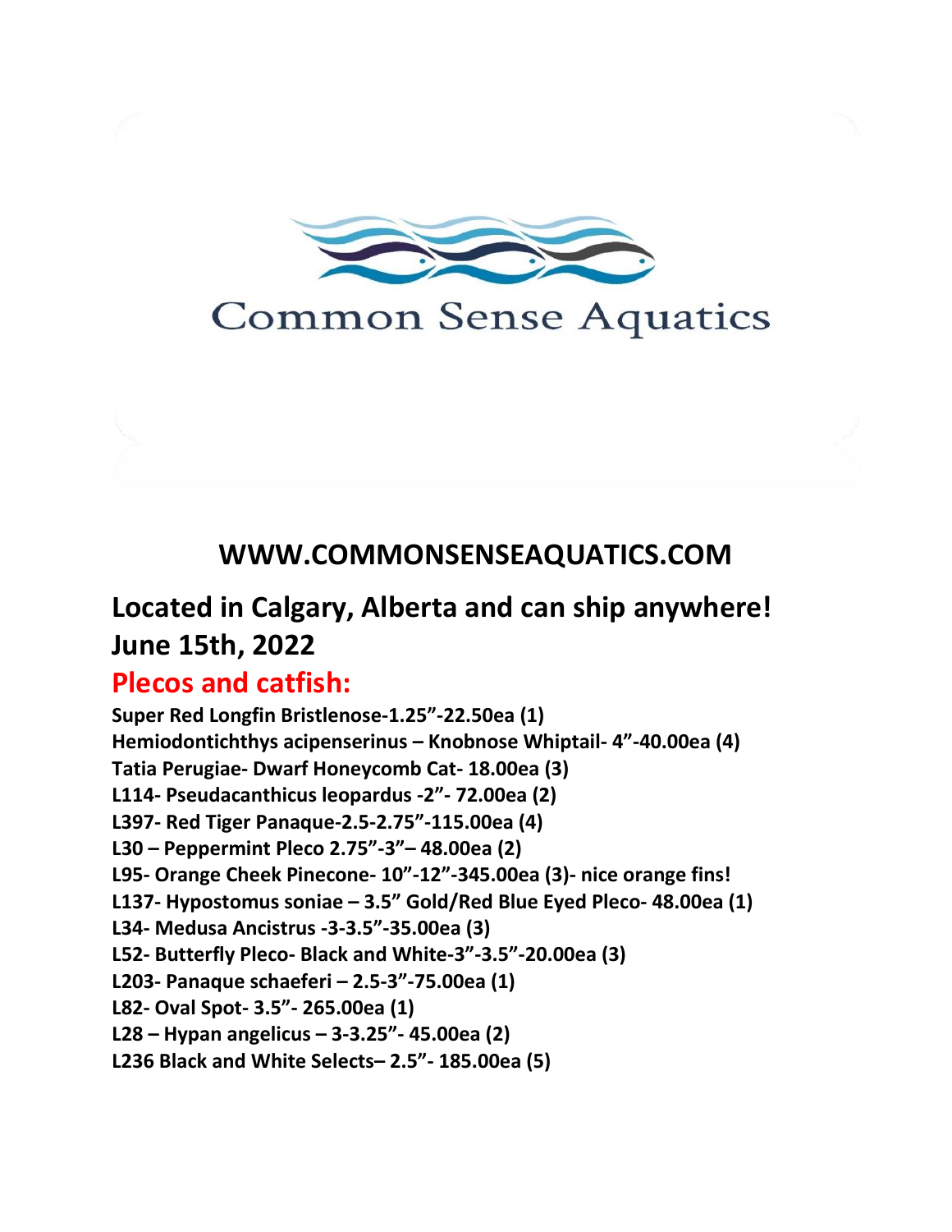Common Sense Aquatics

## WWW.COMMONSENSEAQUATICS.COM

## Located in Calgary, Alberta and can ship anywhere!
## June 15th, 2022

## Plecos and catfish:

**Super Red Longfin Bristlenose-1.25”-22.50ea (1)**
**Hemiodontichthys acipenserinus – Knobnose Whiptail- 4”-40.00ea (4)**
**Tatia Perugiae- Dwarf Honeycomb Cat- 18.00ea (3)**
**L114- Pseudacanthicus leopardus -2”- 72.00ea (2)**
**L397- Red Tiger Panaque-2.5-2.75”-115.00ea (4)**
**L30 – Peppermint Pleco 2.75”-3”– 48.00ea (2)**
**L95- Orange Cheek Pinecone- 10”-12”-345.00ea (3)- nice orange fins!**
**L137- Hypostomus soniae – 3.5” Gold/Red Blue Eyed Pleco- 48.00ea (1)**
**L34- Medusa Ancistrus -3-3.5”-35.00ea (3)**
**L52- Butterfly Pleco- Black and White-3”-3.5”-20.00ea (3)**
**L203- Panaque schaeferi – 2.5-3”-75.00ea (1)**
**L82- Oval Spot- 3.5”- 265.00ea (1)**
**L28 – Hypan angelicus – 3-3.25”- 45.00ea (2)**
**L236 Black and White Selects– 2.5”- 185.00ea (5)**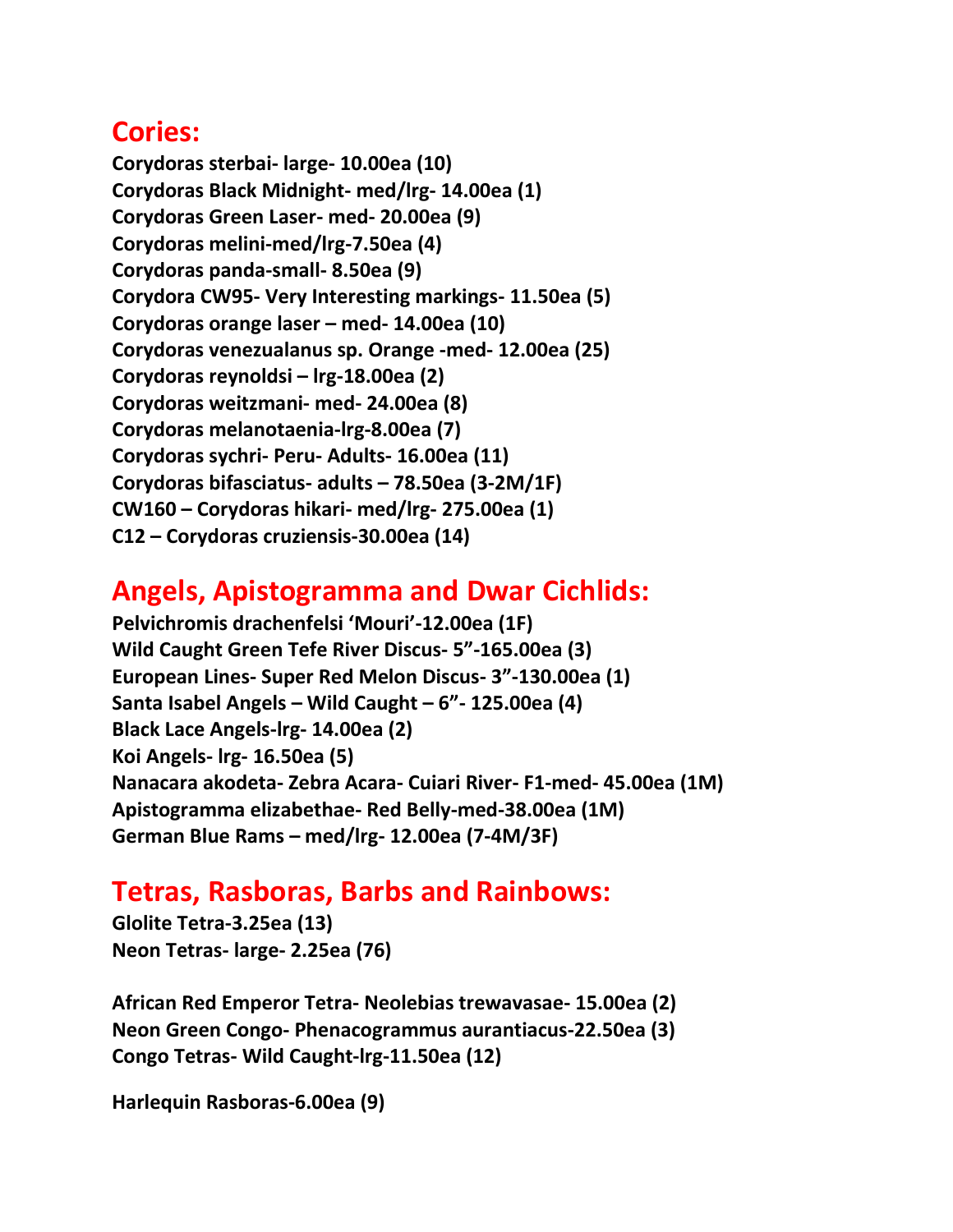## Cories:

**Corydoras sterbai- large- 10.00ea (10)**
**Corydoras Black Midnight- med/lrg- 14.00ea (1)**
**Corydoras Green Laser- med- 20.00ea (9)**
**Corydoras melini-med/lrg-7.50ea (4)**
**Corydoras panda-small- 8.50ea (9)**
**Corydora CW95- Very Interesting markings- 11.50ea (5)**
**Corydoras orange laser – med- 14.00ea (10)**
**Corydoras venezualanus sp. Orange -med- 12.00ea (25)**
**Corydoras reynoldsi – lrg-18.00ea (2)**
**Corydoras weitzmani- med- 24.00ea (8)**
**Corydoras melanotaenia-lrg-8.00ea (7)**
**Corydoras sychri- Peru- Adults- 16.00ea (11)**
**Corydoras bifasciatus- adults – 78.50ea (3-2M/1F)**
**CW160 – Corydoras hikari- med/lrg- 275.00ea (1)**
**C12 – Corydoras cruziensis-30.00ea (14)**

## Angels, Apistogramma and Dwar Cichlids:

**Pelvichromis drachenfelsi 'Mouri'-12.00ea (1F)**
**Wild Caught Green Tefe River Discus- 5"-165.00ea (3)**
**European Lines- Super Red Melon Discus- 3"-130.00ea (1)**
**Santa Isabel Angels – Wild Caught – 6"- 125.00ea (4)**
**Black Lace Angels-lrg- 14.00ea (2)**
**Koi Angels- lrg- 16.50ea (5)**
**Nanacara akodeta- Zebra Acara- Cuiari River- F1-med- 45.00ea (1M)**
**Apistogramma elizabethae- Red Belly-med-38.00ea (1M)**
**German Blue Rams – med/lrg- 12.00ea (7-4M/3F)**

## Tetras, Rasboras, Barbs and Rainbows:

**Glolite Tetra-3.25ea (13)**
**Neon Tetras- large- 2.25ea (76)**

**African Red Emperor Tetra- Neolebias trewavasae- 15.00ea (2)**
**Neon Green Congo- Phenacogrammus aurantiacus-22.50ea (3)**
**Congo Tetras- Wild Caught-lrg-11.50ea (12)**

**Harlequin Rasboras-6.00ea (9)**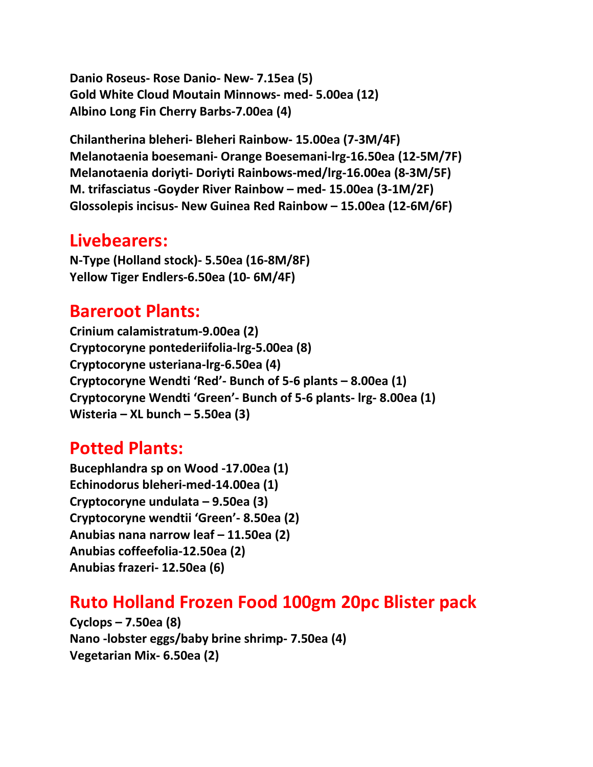**Danio Roseus- Rose Danio- New- 7.15ea (5)**
**Gold White Cloud Moutain Minnows- med- 5.00ea (12)**
**Albino Long Fin Cherry Barbs-7.00ea (4)**

**Chilantherina bleheri- Bleheri Rainbow- 15.00ea (7-3M/4F)**
**Melanotaenia boesemani- Orange Boesemani-lrg-16.50ea (12-5M/7F)**
**Melanotaenia doriyti- Doriyti Rainbows-med/lrg-16.00ea (8-3M/5F)**
**M. trifasciatus -Goyder River Rainbow – med- 15.00ea (3-1M/2F)**
**Glossolepis incisus- New Guinea Red Rainbow – 15.00ea (12-6M/6F)**

## Livebearers:

**N-Type (Holland stock)- 5.50ea (16-8M/8F)**
**Yellow Tiger Endlers-6.50ea (10- 6M/4F)**

## Bareroot Plants:

**Crinium calamistratum-9.00ea (2)**
**Cryptocoryne pontederiifolia-lrg-5.00ea (8)**
**Cryptocoryne usteriana-lrg-6.50ea (4)**
**Cryptocoryne Wendti 'Red'- Bunch of 5-6 plants – 8.00ea (1)**
**Cryptocoryne Wendti 'Green'- Bunch of 5-6 plants- lrg- 8.00ea (1)**
**Wisteria – XL bunch – 5.50ea (3)**

## Potted Plants:

**Bucephlandra sp on Wood -17.00ea (1)**
**Echinodorus bleheri-med-14.00ea (1)**
**Cryptocoryne undulata – 9.50ea (3)**
**Cryptocoryne wendtii 'Green'- 8.50ea (2)**
**Anubias nana narrow leaf – 11.50ea (2)**
**Anubias coffeefolia-12.50ea (2)**
**Anubias frazeri- 12.50ea (6)**

## Ruto Holland Frozen Food 100gm 20pc Blister pack

**Cyclops – 7.50ea (8)**
**Nano -lobster eggs/baby brine shrimp- 7.50ea (4)**
**Vegetarian Mix- 6.50ea (2)**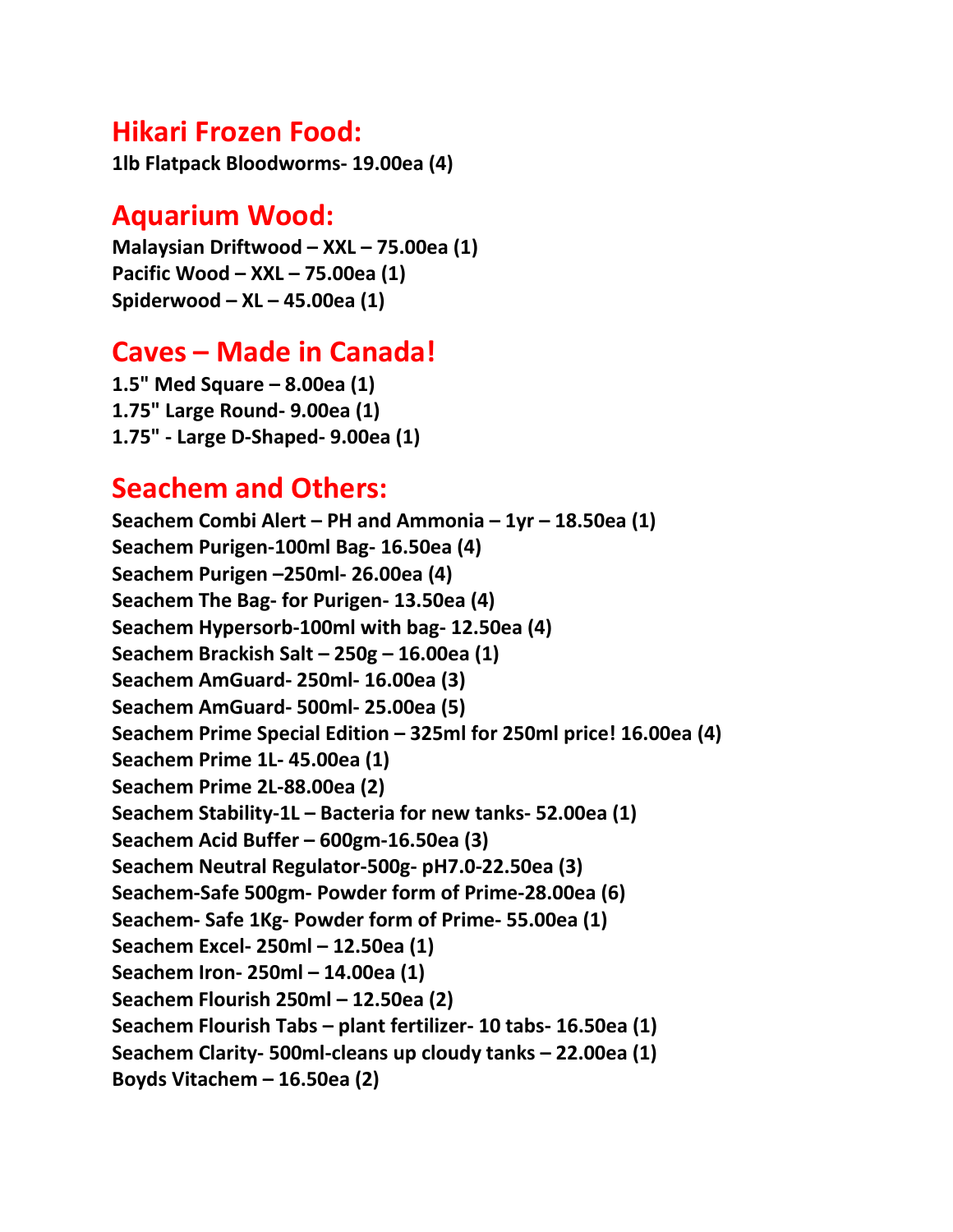## Hikari Frozen Food:

**1lb Flatpack Bloodworms- 19.00ea (4)**

## Aquarium Wood:

**Malaysian Driftwood – XXL – 75.00ea (1)**
**Pacific Wood – XXL – 75.00ea (1)**
**Spiderwood – XL – 45.00ea (1)**

## Caves – Made in Canada!

**1.5" Med Square – 8.00ea (1)**
**1.75" Large Round- 9.00ea (1)**
**1.75" - Large D-Shaped- 9.00ea (1)**

## Seachem and Others:

**Seachem Combi Alert – PH and Ammonia – 1yr – 18.50ea (1)**
**Seachem Purigen-100ml Bag- 16.50ea (4)**
**Seachem Purigen –250ml- 26.00ea (4)**
**Seachem The Bag- for Purigen- 13.50ea (4)**
**Seachem Hypersorb-100ml with bag- 12.50ea (4)**
**Seachem Brackish Salt – 250g – 16.00ea (1)**
**Seachem AmGuard- 250ml- 16.00ea (3)**
**Seachem AmGuard- 500ml- 25.00ea (5)**
**Seachem Prime Special Edition – 325ml for 250ml price! 16.00ea (4)**
**Seachem Prime 1L- 45.00ea (1)**
**Seachem Prime 2L-88.00ea (2)**
**Seachem Stability-1L – Bacteria for new tanks- 52.00ea (1)**
**Seachem Acid Buffer – 600gm-16.50ea (3)**
**Seachem Neutral Regulator-500g- pH7.0-22.50ea (3)**
**Seachem-Safe 500gm- Powder form of Prime-28.00ea (6)**
**Seachem- Safe 1Kg- Powder form of Prime- 55.00ea (1)**
**Seachem Excel- 250ml – 12.50ea (1)**
**Seachem Iron- 250ml – 14.00ea (1)**
**Seachem Flourish 250ml – 12.50ea (2)**
**Seachem Flourish Tabs – plant fertilizer- 10 tabs- 16.50ea (1)**
**Seachem Clarity- 500ml-cleans up cloudy tanks – 22.00ea (1)**
**Boyds Vitachem – 16.50ea (2)**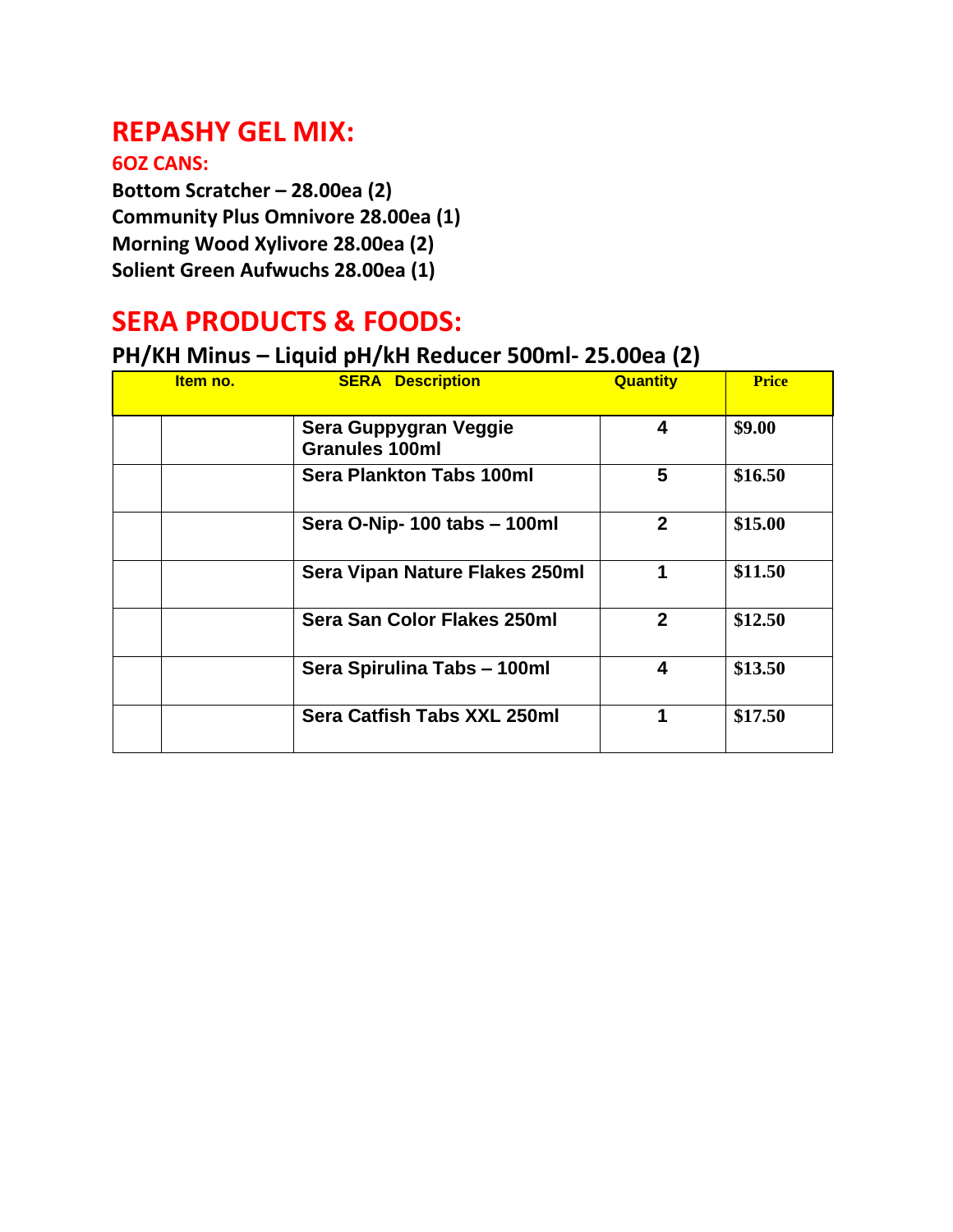# REPASHY GEL MIX:

### 6OZ CANS:

**Bottom Scratcher – 28.00ea (2)**
**Community Plus Omnivore 28.00ea (1)**
**Morning Wood Xylivore 28.00ea (2)**
**Solient Green Aufwuchs 28.00ea (1)**

# SERA PRODUCTS & FOODS:

## PH/KH Minus – Liquid pH/kH Reducer 500ml- 25.00ea (2)

| Item no. | | SERA Description | Quantity | Price |
|---|---|---|---|---|
| | | Sera Guppygran Veggie Granules 100ml | 4 | $9.00 |
| | | Sera Plankton Tabs 100ml | 5 | $16.50 |
| | | Sera O-Nip- 100 tabs – 100ml | 2 | $15.00 |
| | | Sera Vipan Nature Flakes 250ml | 1 | $11.50 |
| | | Sera San Color Flakes 250ml | 2 | $12.50 |
| | | Sera Spirulina Tabs – 100ml | 4 | $13.50 |
| | | Sera Catfish Tabs XXL 250ml | 1 | $17.50 |